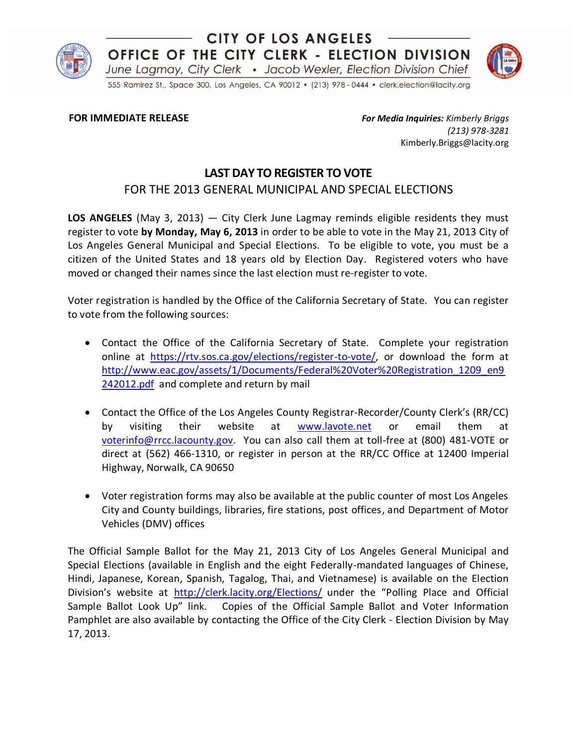# CITY OF LOS ANGELES

## OFFICE OF THE CITY CLERK - ELECTION DIVISION

*June Lagmay, City Clerk • Jacob Wexler, Election Division Chief*

555 Ramirez St., Space 300, Los Angeles, CA 90012 • (213) 978 - 0444 • clerk.election@lacity.org

**FOR IMMEDIATE RELEASE**

***For Media Inquiries:*** *Kimberly Briggs*
*(213) 978-3281*
Kimberly.Briggs@lacity.org

## LAST DAY TO REGISTER TO VOTE

### FOR THE 2013 GENERAL MUNICIPAL AND SPECIAL ELECTIONS

**LOS ANGELES** (May 3, 2013) — City Clerk June Lagmay reminds eligible residents they must register to vote **by Monday, May 6, 2013** in order to be able to vote in the May 21, 2013 City of Los Angeles General Municipal and Special Elections. To be eligible to vote, you must be a citizen of the United States and 18 years old by Election Day. Registered voters who have moved or changed their names since the last election must re-register to vote.

Voter registration is handled by the Office of the California Secretary of State. You can register to vote from the following sources:

- Contact the Office of the California Secretary of State. Complete your registration online at https://rtv.sos.ca.gov/elections/register-to-vote/, or download the form at http://www.eac.gov/assets/1/Documents/Federal%20Voter%20Registration_1209_en9242012.pdf and complete and return by mail

- Contact the Office of the Los Angeles County Registrar-Recorder/County Clerk's (RR/CC) by visiting their website at www.lavote.net or email them at voterinfo@rrcc.lacounty.gov. You can also call them at toll-free at (800) 481-VOTE or direct at (562) 466-1310, or register in person at the RR/CC Office at 12400 Imperial Highway, Norwalk, CA 90650

- Voter registration forms may also be available at the public counter of most Los Angeles City and County buildings, libraries, fire stations, post offices, and Department of Motor Vehicles (DMV) offices

The Official Sample Ballot for the May 21, 2013 City of Los Angeles General Municipal and Special Elections (available in English and the eight Federally-mandated languages of Chinese, Hindi, Japanese, Korean, Spanish, Tagalog, Thai, and Vietnamese) is available on the Election Division's website at http://clerk.lacity.org/Elections/ under the "Polling Place and Official Sample Ballot Look Up" link. Copies of the Official Sample Ballot and Voter Information Pamphlet are also available by contacting the Office of the City Clerk - Election Division by May 17, 2013.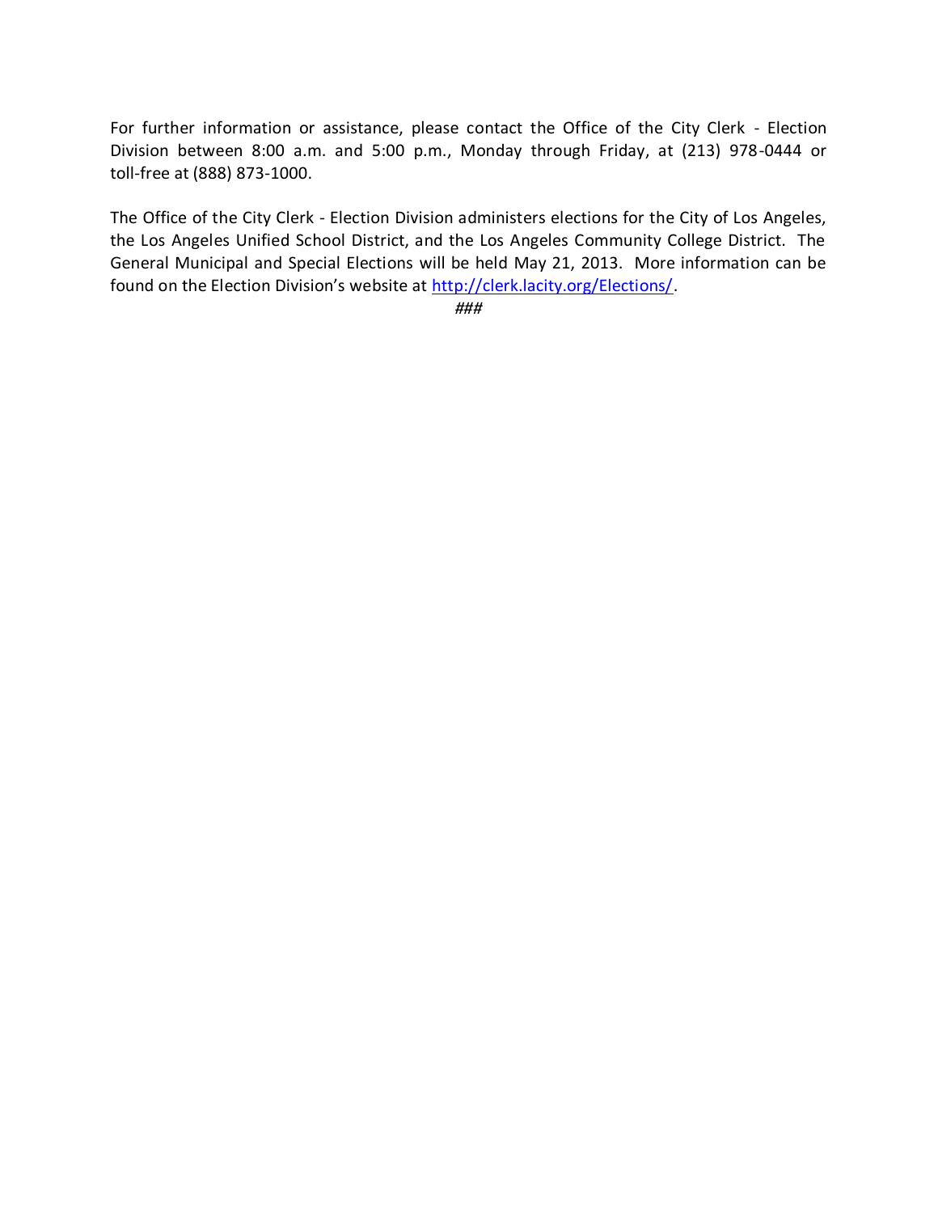For further information or assistance, please contact the Office of the City Clerk - Election Division between 8:00 a.m. and 5:00 p.m., Monday through Friday, at (213) 978-0444 or toll-free at (888) 873-1000.

The Office of the City Clerk - Election Division administers elections for the City of Los Angeles, the Los Angeles Unified School District, and the Los Angeles Community College District. The General Municipal and Special Elections will be held May 21, 2013. More information can be found on the Election Division's website at http://clerk.lacity.org/Elections/.

###